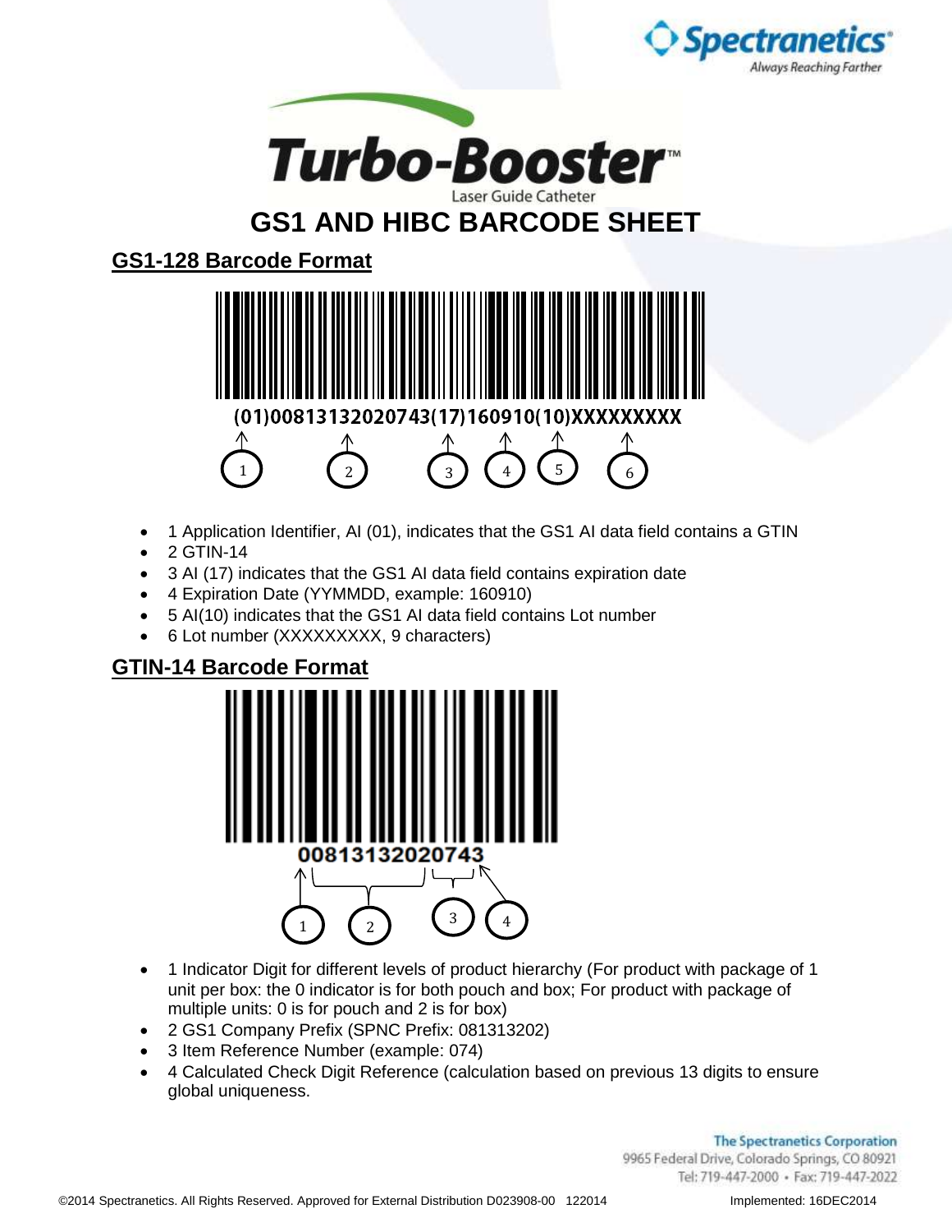Spectranetics
Always Reaching Farther

# Turbo-Booster™
Laser Guide Catheter

# GS1 AND HIBC BARCODE SHEET

## GS1-128 Barcode Format

(01)00813132020743(17)160910(10)XXXXXXXXX

1 2 3 4 5 6

- 1 Application Identifier, AI (01), indicates that the GS1 AI data field contains a GTIN
- 2 GTIN-14
- 3 AI (17) indicates that the GS1 AI data field contains expiration date
- 4 Expiration Date (YYMMDD, example: 160910)
- 5 AI(10) indicates that the GS1 AI data field contains Lot number
- 6 Lot number (XXXXXXXXX, 9 characters)

## GTIN-14 Barcode Format

00813132020743

1 2 3 4

- 1 Indicator Digit for different levels of product hierarchy (For product with package of 1 unit per box: the 0 indicator is for both pouch and box; For product with package of multiple units: 0 is for pouch and 2 is for box)
- 2 GS1 Company Prefix (SPNC Prefix: 081313202)
- 3 Item Reference Number (example: 074)
- 4 Calculated Check Digit Reference (calculation based on previous 13 digits to ensure global uniqueness.

The Spectranetics Corporation
9965 Federal Drive, Colorado Springs, CO 80921
Tel: 719-447-2000 • Fax: 719-447-2022

©2014 Spectranetics. All Rights Reserved. Approved for External Distribution D023908-00 122014 Implemented: 16DEC2014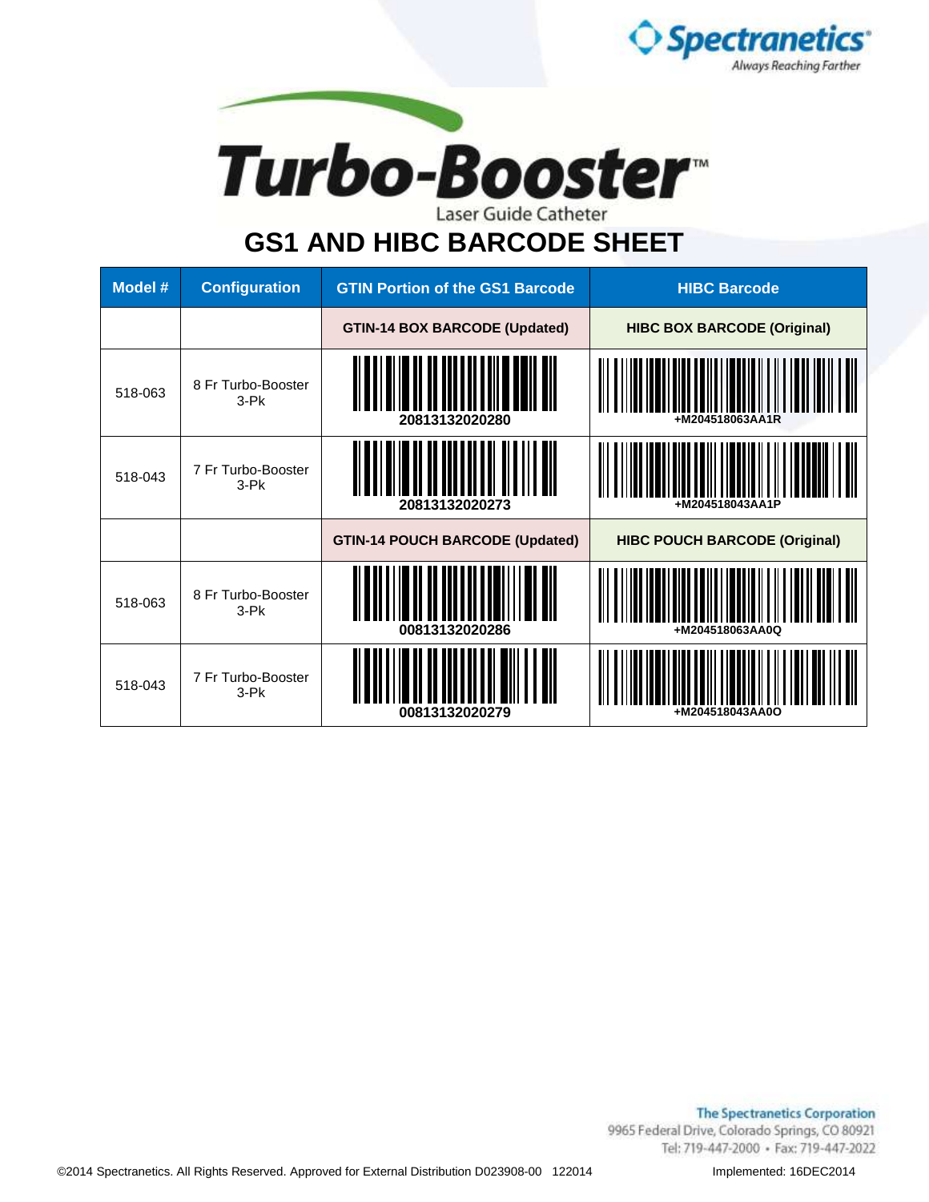Spectranetics
Always Reaching Farther

# Turbo-Booster™
Laser Guide Catheter

## GS1 AND HIBC BARCODE SHEET

| Model # | Configuration | GTIN Portion of the GS1 Barcode | HIBC Barcode |
|---|---|---|---|
| | | GTIN-14 BOX BARCODE (Updated) | HIBC BOX BARCODE (Original) |
| 518-063 | 8 Fr Turbo-Booster 3-Pk | 20813132020280 | +M204518063AA1R |
| 518-043 | 7 Fr Turbo-Booster 3-Pk | 20813132020273 | +M204518043AA1P |
| | | GTIN-14 POUCH BARCODE (Updated) | HIBC POUCH BARCODE (Original) |
| 518-063 | 8 Fr Turbo-Booster 3-Pk | 00813132020286 | +M204518063AA0Q |
| 518-043 | 7 Fr Turbo-Booster 3-Pk | 00813132020279 | +M204518043AA0O |

The Spectranetics Corporation
9965 Federal Drive, Colorado Springs, CO 80921
Tel: 719-447-2000 • Fax: 719-447-2022

©2014 Spectranetics. All Rights Reserved. Approved for External Distribution D023908-00 122014

Implemented: 16DEC2014